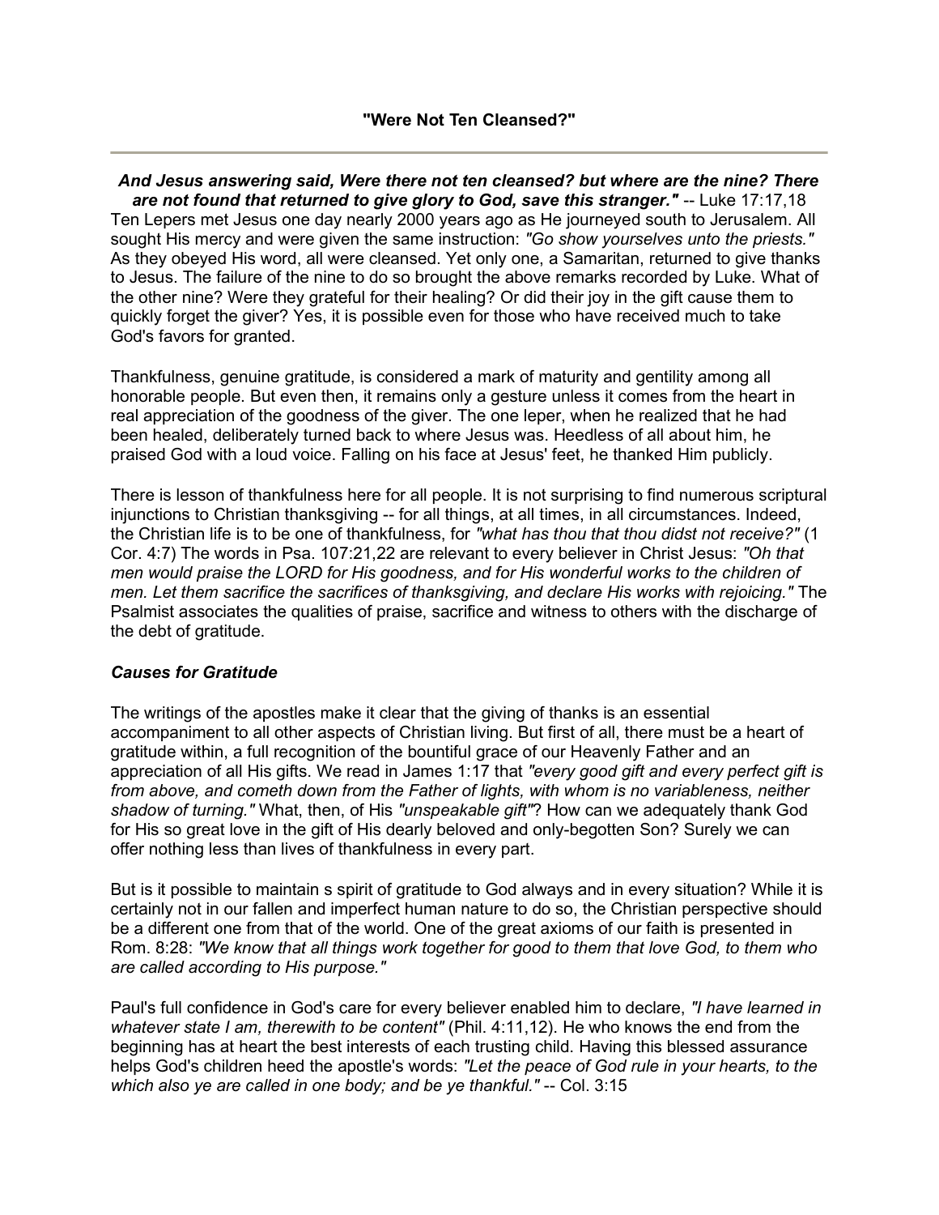**"Were Not Ten Cleansed?"**

---

***And Jesus answering said, Were there not ten cleansed? but where are the nine? There are not found that returned to give glory to God, save this stranger."*** -- Luke 17:17,18

Ten Lepers met Jesus one day nearly 2000 years ago as He journeyed south to Jerusalem. All sought His mercy and were given the same instruction: *"Go show yourselves unto the priests."* As they obeyed His word, all were cleansed. Yet only one, a Samaritan, returned to give thanks to Jesus. The failure of the nine to do so brought the above remarks recorded by Luke. What of the other nine? Were they grateful for their healing? Or did their joy in the gift cause them to quickly forget the giver? Yes, it is possible even for those who have received much to take God's favors for granted.

Thankfulness, genuine gratitude, is considered a mark of maturity and gentility among all honorable people. But even then, it remains only a gesture unless it comes from the heart in real appreciation of the goodness of the giver. The one leper, when he realized that he had been healed, deliberately turned back to where Jesus was. Heedless of all about him, he praised God with a loud voice. Falling on his face at Jesus' feet, he thanked Him publicly.

There is lesson of thankfulness here for all people. It is not surprising to find numerous scriptural injunctions to Christian thanksgiving -- for all things, at all times, in all circumstances. Indeed, the Christian life is to be one of thankfulness, for *"what has thou that thou didst not receive?"* (1 Cor. 4:7) The words in Psa. 107:21,22 are relevant to every believer in Christ Jesus: *"Oh that men would praise the LORD for His goodness, and for His wonderful works to the children of men. Let them sacrifice the sacrifices of thanksgiving, and declare His works with rejoicing."* The Psalmist associates the qualities of praise, sacrifice and witness to others with the discharge of the debt of gratitude.

### *Causes for Gratitude*

The writings of the apostles make it clear that the giving of thanks is an essential accompaniment to all other aspects of Christian living. But first of all, there must be a heart of gratitude within, a full recognition of the bountiful grace of our Heavenly Father and an appreciation of all His gifts. We read in James 1:17 that *"every good gift and every perfect gift is from above, and cometh down from the Father of lights, with whom is no variableness, neither shadow of turning."* What, then, of His *"unspeakable gift"*? How can we adequately thank God for His so great love in the gift of His dearly beloved and only-begotten Son? Surely we can offer nothing less than lives of thankfulness in every part.

But is it possible to maintain s spirit of gratitude to God always and in every situation? While it is certainly not in our fallen and imperfect human nature to do so, the Christian perspective should be a different one from that of the world. One of the great axioms of our faith is presented in Rom. 8:28: *"We know that all things work together for good to them that love God, to them who are called according to His purpose."*

Paul's full confidence in God's care for every believer enabled him to declare, *"I have learned in whatever state I am, therewith to be content"* (Phil. 4:11,12). He who knows the end from the beginning has at heart the best interests of each trusting child. Having this blessed assurance helps God's children heed the apostle's words: *"Let the peace of God rule in your hearts, to the which also ye are called in one body; and be ye thankful."* -- Col. 3:15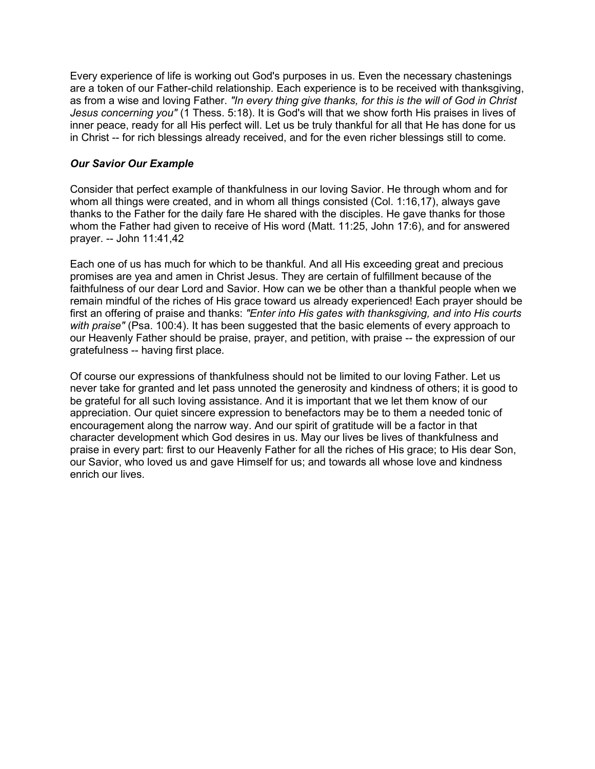Every experience of life is working out God's purposes in us. Even the necessary chastenings are a token of our Father-child relationship. Each experience is to be received with thanksgiving, as from a wise and loving Father. *"In every thing give thanks, for this is the will of God in Christ Jesus concerning you"* (1 Thess. 5:18). It is God's will that we show forth His praises in lives of inner peace, ready for all His perfect will. Let us be truly thankful for all that He has done for us in Christ -- for rich blessings already received, and for the even richer blessings still to come.

### *Our Savior Our Example*

Consider that perfect example of thankfulness in our loving Savior. He through whom and for whom all things were created, and in whom all things consisted (Col. 1:16,17), always gave thanks to the Father for the daily fare He shared with the disciples. He gave thanks for those whom the Father had given to receive of His word (Matt. 11:25, John 17:6), and for answered prayer. -- John 11:41,42

Each one of us has much for which to be thankful. And all His exceeding great and precious promises are yea and amen in Christ Jesus. They are certain of fulfillment because of the faithfulness of our dear Lord and Savior. How can we be other than a thankful people when we remain mindful of the riches of His grace toward us already experienced! Each prayer should be first an offering of praise and thanks: *"Enter into His gates with thanksgiving, and into His courts with praise"* (Psa. 100:4). It has been suggested that the basic elements of every approach to our Heavenly Father should be praise, prayer, and petition, with praise -- the expression of our gratefulness -- having first place.

Of course our expressions of thankfulness should not be limited to our loving Father. Let us never take for granted and let pass unnoted the generosity and kindness of others; it is good to be grateful for all such loving assistance. And it is important that we let them know of our appreciation. Our quiet sincere expression to benefactors may be to them a needed tonic of encouragement along the narrow way. And our spirit of gratitude will be a factor in that character development which God desires in us. May our lives be lives of thankfulness and praise in every part: first to our Heavenly Father for all the riches of His grace; to His dear Son, our Savior, who loved us and gave Himself for us; and towards all whose love and kindness enrich our lives.